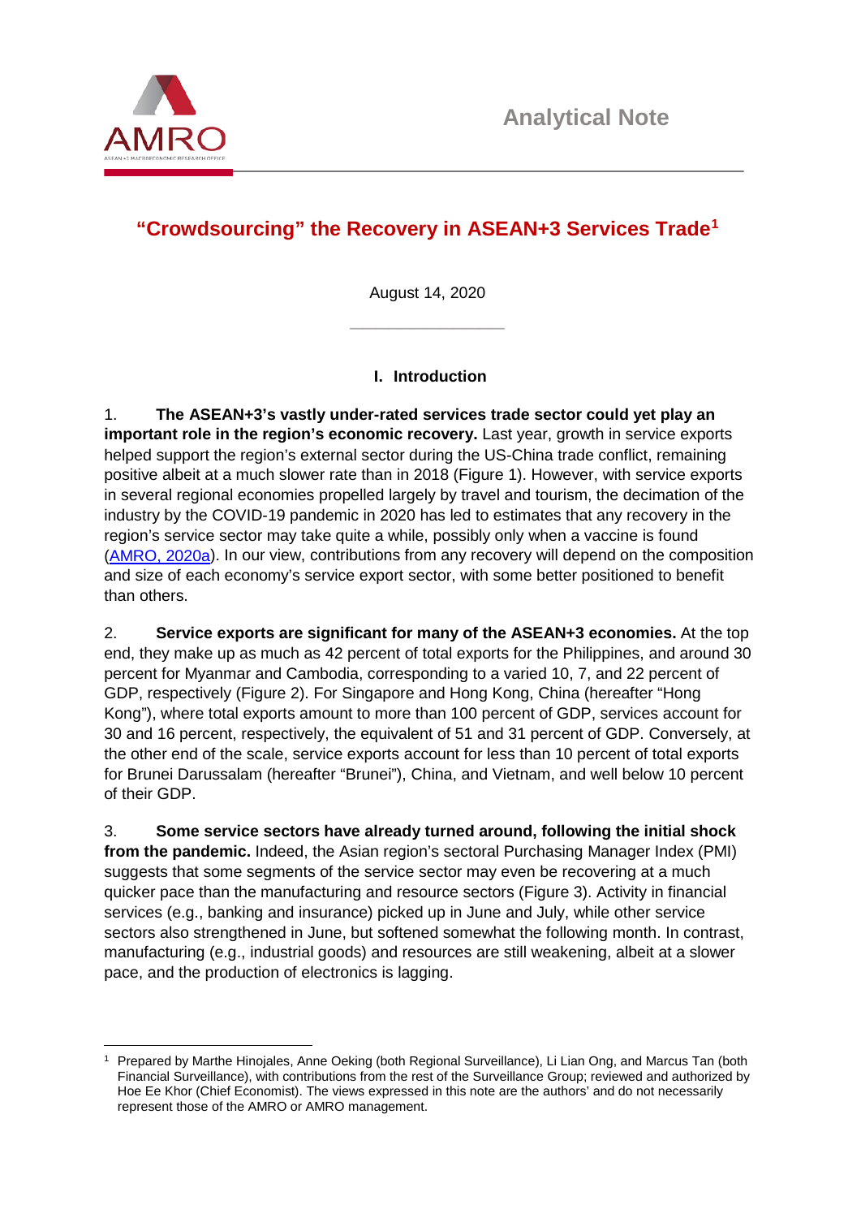Analytical Note

# "Crowdsourcing" the Recovery in ASEAN+3 Services Trade[1]

August 14, 2020

## I. Introduction

1. **The ASEAN+3's vastly under-rated services trade sector could yet play an important role in the region's economic recovery.** Last year, growth in service exports helped support the region's external sector during the US-China trade conflict, remaining positive albeit at a much slower rate than in 2018 (Figure 1). However, with service exports in several regional economies propelled largely by travel and tourism, the decimation of the industry by the COVID-19 pandemic in 2020 has led to estimates that any recovery in the region's service sector may take quite a while, possibly only when a vaccine is found (AMRO, 2020a). In our view, contributions from any recovery will depend on the composition and size of each economy's service export sector, with some better positioned to benefit than others.

2. **Service exports are significant for many of the ASEAN+3 economies.** At the top end, they make up as much as 42 percent of total exports for the Philippines, and around 30 percent for Myanmar and Cambodia, corresponding to a varied 10, 7, and 22 percent of GDP, respectively (Figure 2). For Singapore and Hong Kong, China (hereafter "Hong Kong"), where total exports amount to more than 100 percent of GDP, services account for 30 and 16 percent, respectively, the equivalent of 51 and 31 percent of GDP. Conversely, at the other end of the scale, service exports account for less than 10 percent of total exports for Brunei Darussalam (hereafter "Brunei"), China, and Vietnam, and well below 10 percent of their GDP.

3. **Some service sectors have already turned around, following the initial shock from the pandemic.** Indeed, the Asian region's sectoral Purchasing Manager Index (PMI) suggests that some segments of the service sector may even be recovering at a much quicker pace than the manufacturing and resource sectors (Figure 3). Activity in financial services (e.g., banking and insurance) picked up in June and July, while other service sectors also strengthened in June, but softened somewhat the following month. In contrast, manufacturing (e.g., industrial goods) and resources are still weakening, albeit at a slower pace, and the production of electronics is lagging.

---

[1] Prepared by Marthe Hinojales, Anne Oeking (both Regional Surveillance), Li Lian Ong, and Marcus Tan (both Financial Surveillance), with contributions from the rest of the Surveillance Group; reviewed and authorized by Hoe Ee Khor (Chief Economist). The views expressed in this note are the authors' and do not necessarily represent those of the AMRO or AMRO management.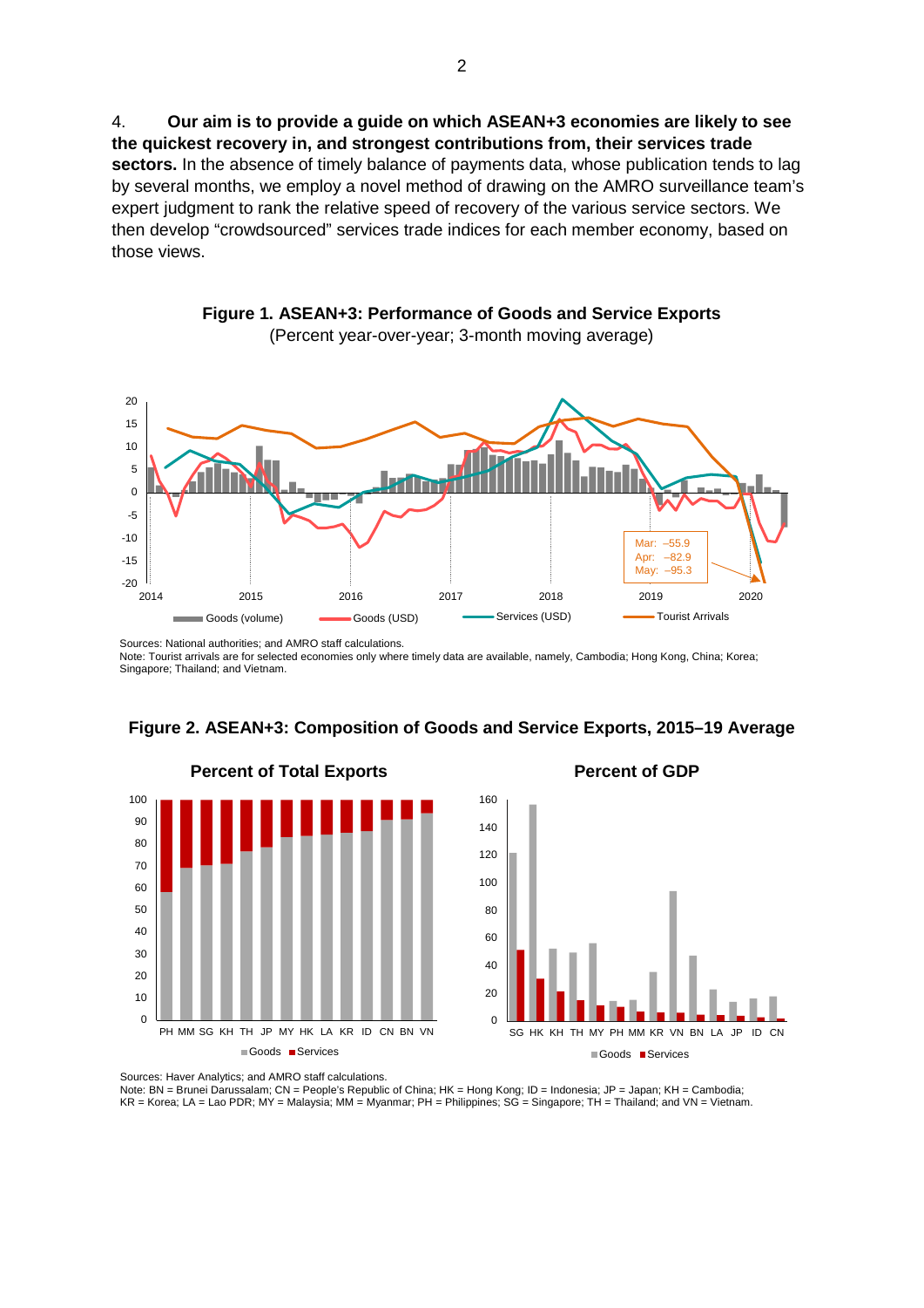4. **Our aim is to provide a guide on which ASEAN+3 economies are likely to see the quickest recovery in, and strongest contributions from, their services trade sectors.** In the absence of timely balance of payments data, whose publication tends to lag by several months, we employ a novel method of drawing on the AMRO surveillance team's expert judgment to rank the relative speed of recovery of the various service sectors. We then develop "crowdsourced" services trade indices for each member economy, based on those views.

**Figure 1. ASEAN+3: Performance of Goods and Service Exports**
(Percent year-over-year; 3-month moving average)

Sources: National authorities; and AMRO staff calculations.
Note: Tourist arrivals are for selected economies only where timely data are available, namely, Cambodia; Hong Kong, China; Korea; Singapore; Thailand; and Vietnam.

**Figure 2. ASEAN+3: Composition of Goods and Service Exports, 2015–19 Average**

Sources: Haver Analytics; and AMRO staff calculations.
Note: BN = Brunei Darussalam; CN = People's Republic of China; HK = Hong Kong; ID = Indonesia; JP = Japan; KH = Cambodia; KR = Korea; LA = Lao PDR; MY = Malaysia; MM = Myanmar; PH = Philippines; SG = Singapore; TH = Thailand; and VN = Vietnam.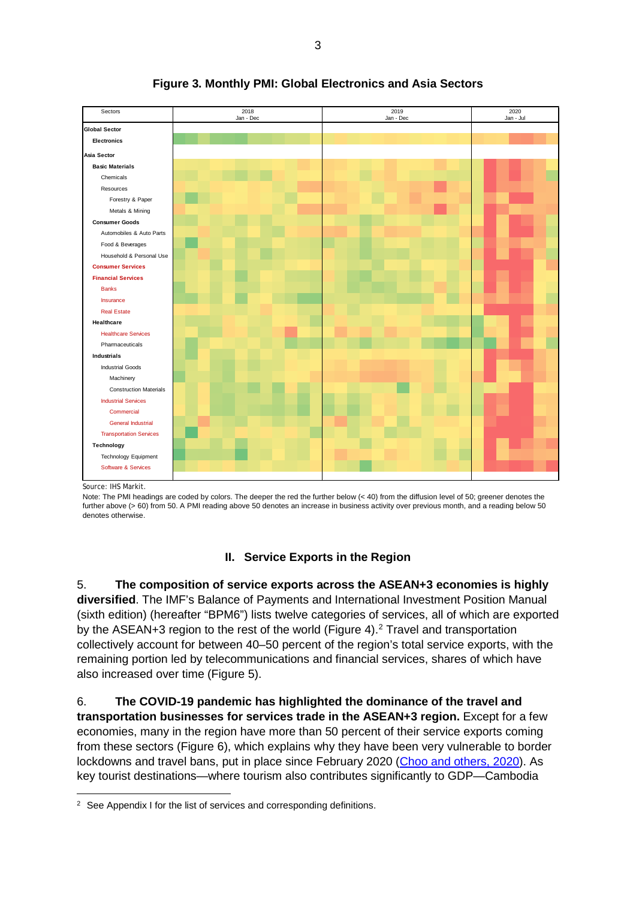**Figure 3. Monthly PMI: Global Electronics and Asia Sectors**

| Sectors | 2018 Jan - Dec | 2019 Jan - Dec | 2020 Jan - Jul |
|---|---|---|---|
| **Global Sector** | | | |
| **Electronics** | | | |
| **Asia Sector** | | | |
| **Basic Materials** | | | |
| Chemicals | | | |
| Resources | | | |
| Forestry & Paper | | | |
| Metals & Mining | | | |
| **Consumer Goods** | | | |
| Automobiles & Auto Parts | | | |
| Food & Beverages | | | |
| Household & Personal Use | | | |
| **Consumer Services** | | | |
| **Financial Services** | | | |
| Banks | | | |
| Insurance | | | |
| Real Estate | | | |
| **Healthcare** | | | |
| Healthcare Services | | | |
| Pharmaceuticals | | | |
| **Industrials** | | | |
| Industrial Goods | | | |
| Machinery | | | |
| Construction Materials | | | |
| Industrial Services | | | |
| Commercial | | | |
| General Industrial | | | |
| Transportation Services | | | |
| **Technology** | | | |
| Technology Equipment | | | |
| Software & Services | | | |

Source: IHS Markit.

Note: The PMI headings are coded by colors. The deeper the red the further below (< 40) from the diffusion level of 50; greener denotes the further above (> 60) from 50. A PMI reading above 50 denotes an increase in business activity over previous month, and a reading below 50 denotes otherwise.

## II. Service Exports in the Region

5. **The composition of service exports across the ASEAN+3 economies is highly diversified**. The IMF's Balance of Payments and International Investment Position Manual (sixth edition) (hereafter "BPM6") lists twelve categories of services, all of which are exported by the ASEAN+3 region to the rest of the world (Figure 4).[2] Travel and transportation collectively account for between 40–50 percent of the region's total service exports, with the remaining portion led by telecommunications and financial services, shares of which have also increased over time (Figure 5).

6. **The COVID-19 pandemic has highlighted the dominance of the travel and transportation businesses for services trade in the ASEAN+3 region.** Except for a few economies, many in the region have more than 50 percent of their service exports coming from these sectors (Figure 6), which explains why they have been very vulnerable to border lockdowns and travel bans, put in place since February 2020 (Choo and others, 2020). As key tourist destinations—where tourism also contributes significantly to GDP—Cambodia

[2] See Appendix I for the list of services and corresponding definitions.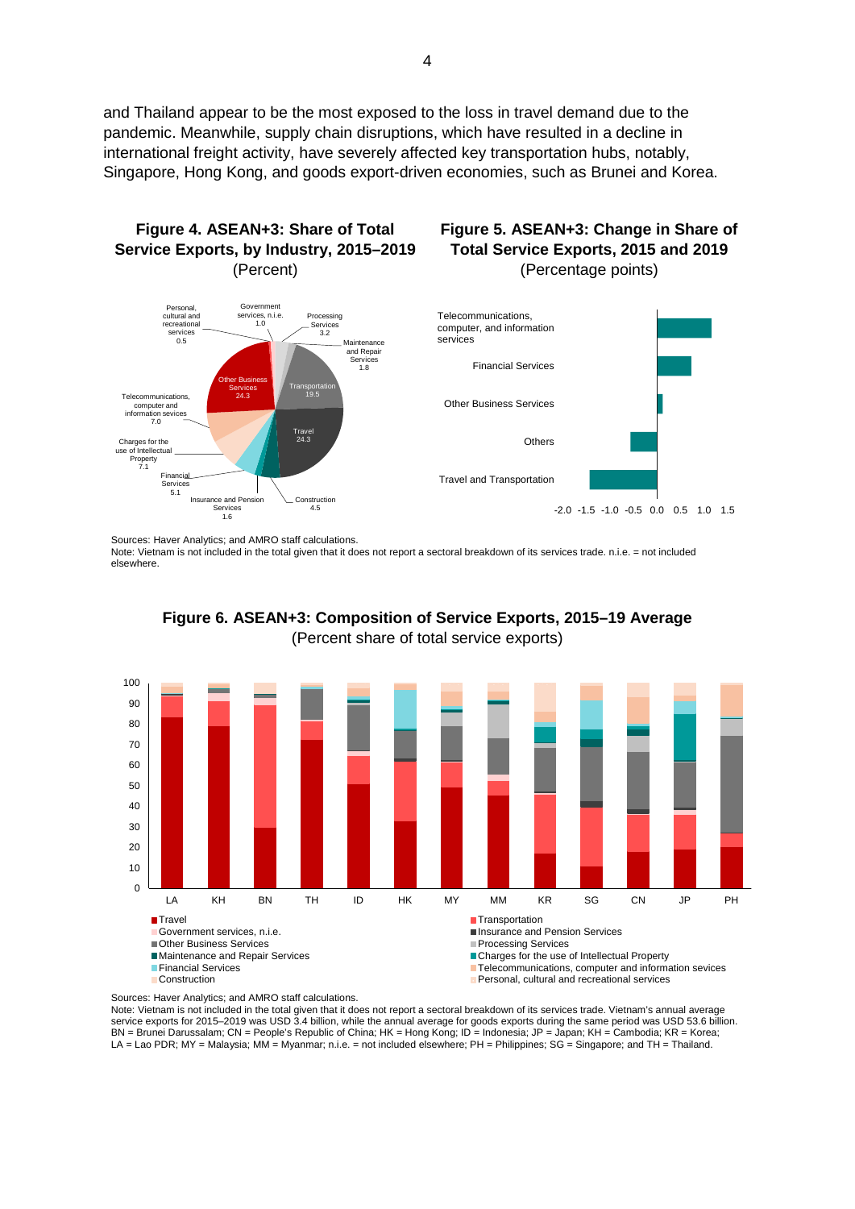and Thailand appear to be the most exposed to the loss in travel demand due to the pandemic. Meanwhile, supply chain disruptions, which have resulted in a decline in international freight activity, have severely affected key transportation hubs, notably, Singapore, Hong Kong, and goods export-driven economies, such as Brunei and Korea.

**Figure 4. ASEAN+3: Share of Total Service Exports, by Industry, 2015–2019**
(Percent)

**Figure 5. ASEAN+3: Change in Share of Total Service Exports, 2015 and 2019**
(Percentage points)

Sources: Haver Analytics; and AMRO staff calculations.
Note: Vietnam is not included in the total given that it does not report a sectoral breakdown of its services trade. n.i.e. = not included elsewhere.

**Figure 6. ASEAN+3: Composition of Service Exports, 2015–19 Average**
(Percent share of total service exports)

Sources: Haver Analytics; and AMRO staff calculations.
Note: Vietnam is not included in the total given that it does not report a sectoral breakdown of its services trade. Vietnam's annual average service exports for 2015–2019 was USD 3.4 billion, while the annual average for goods exports during the same period was USD 53.6 billion. BN = Brunei Darussalam; CN = People's Republic of China; HK = Hong Kong; ID = Indonesia; JP = Japan; KH = Cambodia; KR = Korea; LA = Lao PDR; MY = Malaysia; MM = Myanmar; n.i.e. = not included elsewhere; PH = Philippines; SG = Singapore; and TH = Thailand.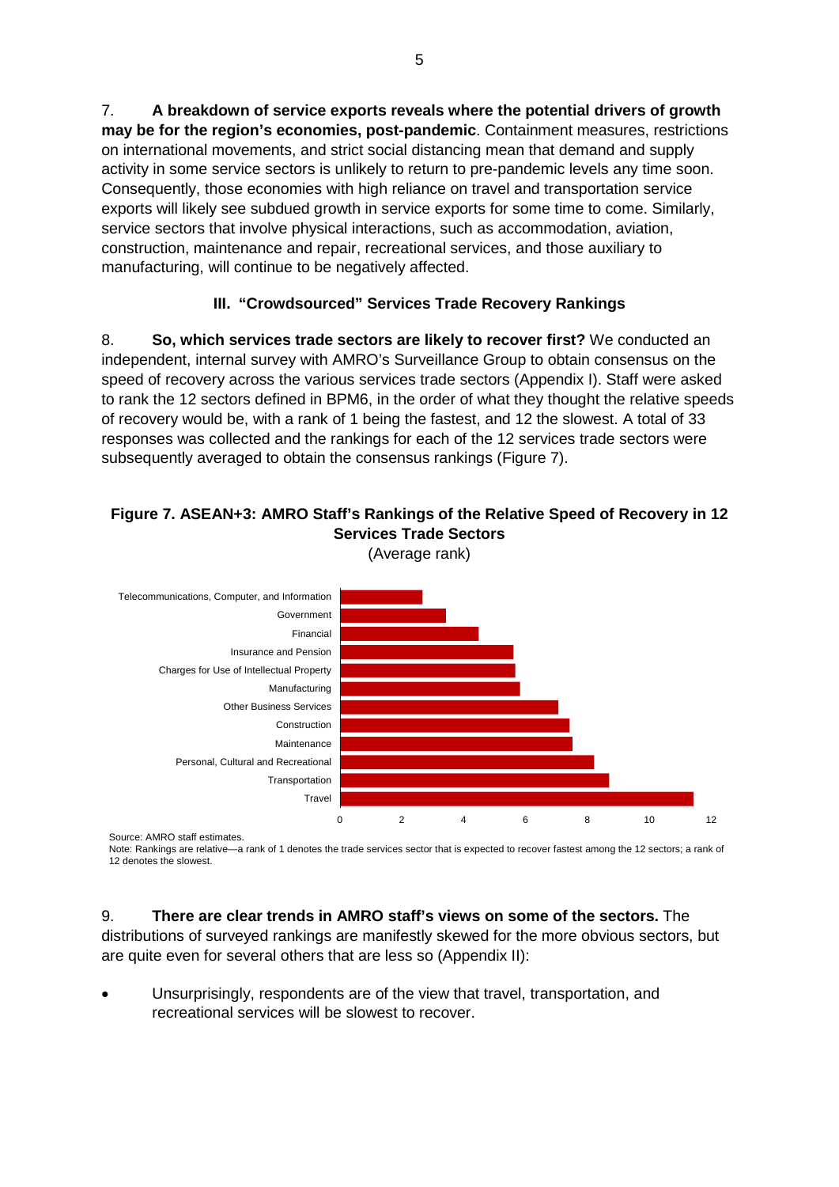7. **A breakdown of service exports reveals where the potential drivers of growth may be for the region's economies, post-pandemic**. Containment measures, restrictions on international movements, and strict social distancing mean that demand and supply activity in some service sectors is unlikely to return to pre-pandemic levels any time soon. Consequently, those economies with high reliance on travel and transportation service exports will likely see subdued growth in service exports for some time to come. Similarly, service sectors that involve physical interactions, such as accommodation, aviation, construction, maintenance and repair, recreational services, and those auxiliary to manufacturing, will continue to be negatively affected.

## III. "Crowdsourced" Services Trade Recovery Rankings

8. **So, which services trade sectors are likely to recover first?** We conducted an independent, internal survey with AMRO's Surveillance Group to obtain consensus on the speed of recovery across the various services trade sectors (Appendix I). Staff were asked to rank the 12 sectors defined in BPM6, in the order of what they thought the relative speeds of recovery would be, with a rank of 1 being the fastest, and 12 the slowest. A total of 33 responses was collected and the rankings for each of the 12 services trade sectors were subsequently averaged to obtain the consensus rankings (Figure 7).

**Figure 7. ASEAN+3: AMRO Staff's Rankings of the Relative Speed of Recovery in 12 Services Trade Sectors**

(Average rank)

| Sector | Average rank (approx.) |
|---|---|
| Telecommunications, Computer, and Information | 2.7 |
| Government | 3.4 |
| Financial | 4.5 |
| Insurance and Pension | 5.6 |
| Charges for Use of Intellectual Property | 5.7 |
| Manufacturing | 5.8 |
| Other Business Services | 7.1 |
| Construction | 7.4 |
| Maintenance | 7.5 |
| Personal, Cultural and Recreational | 8.2 |
| Transportation | 8.7 |
| Travel | 11.4 |

Source: AMRO staff estimates.
Note: Rankings are relative—a rank of 1 denotes the trade services sector that is expected to recover fastest among the 12 sectors; a rank of 12 denotes the slowest.

9. **There are clear trends in AMRO staff's views on some of the sectors.** The distributions of surveyed rankings are manifestly skewed for the more obvious sectors, but are quite even for several others that are less so (Appendix II):

- Unsurprisingly, respondents are of the view that travel, transportation, and recreational services will be slowest to recover.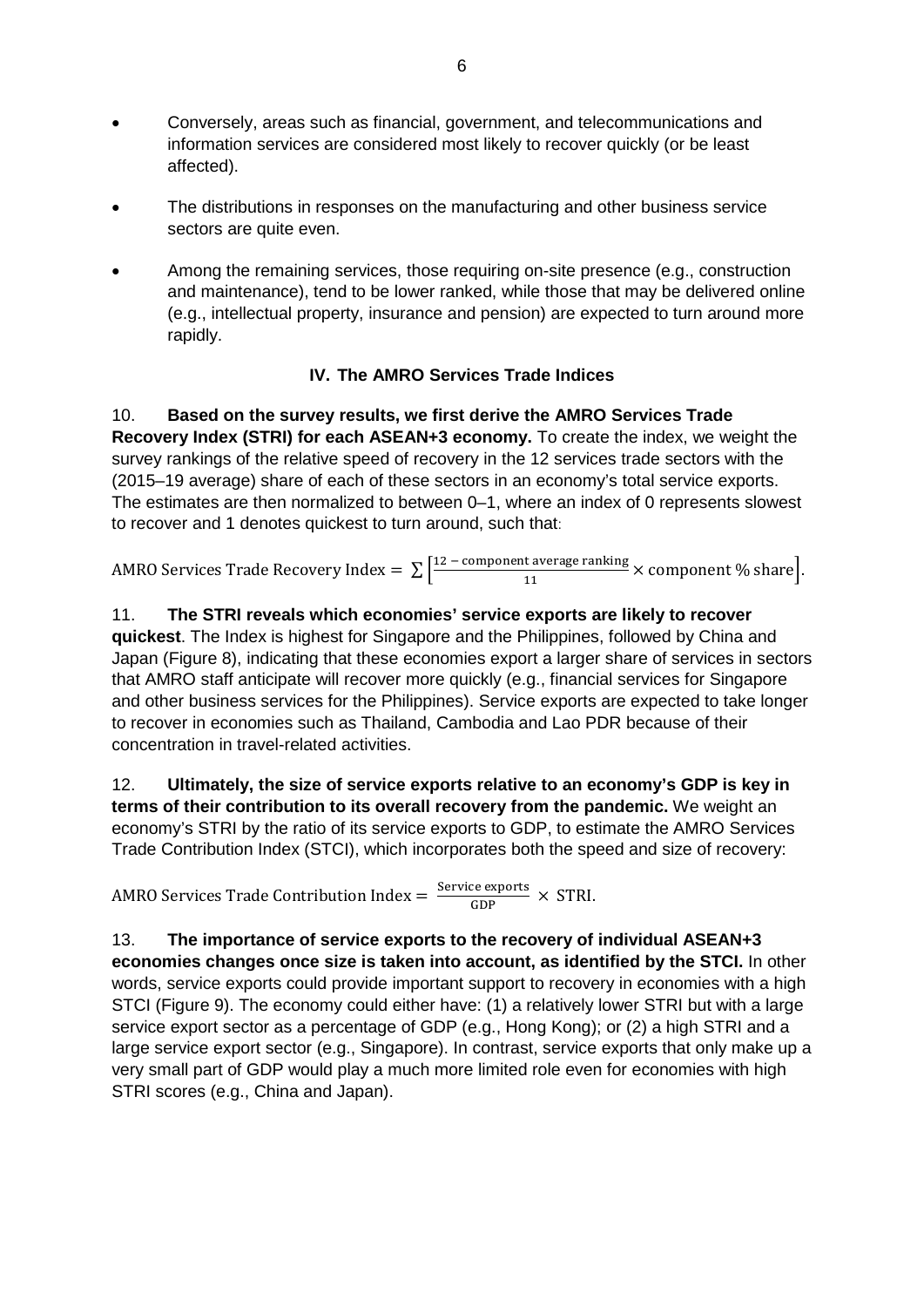- Conversely, areas such as financial, government, and telecommunications and information services are considered most likely to recover quickly (or be least affected).
- The distributions in responses on the manufacturing and other business service sectors are quite even.
- Among the remaining services, those requiring on-site presence (e.g., construction and maintenance), tend to be lower ranked, while those that may be delivered online (e.g., intellectual property, insurance and pension) are expected to turn around more rapidly.

## IV. The AMRO Services Trade Indices

10. **Based on the survey results, we first derive the AMRO Services Trade Recovery Index (STRI) for each ASEAN+3 economy.** To create the index, we weight the survey rankings of the relative speed of recovery in the 12 services trade sectors with the (2015–19 average) share of each of these sectors in an economy's total service exports. The estimates are then normalized to between 0–1, where an index of 0 represents slowest to recover and 1 denotes quickest to turn around, such that:

$$\text{AMRO Services Trade Recovery Index} = \sum \left[\frac{12 - \text{component average ranking}}{11} \times \text{component \% share}\right].$$

11. **The STRI reveals which economies' service exports are likely to recover quickest**. The Index is highest for Singapore and the Philippines, followed by China and Japan (Figure 8), indicating that these economies export a larger share of services in sectors that AMRO staff anticipate will recover more quickly (e.g., financial services for Singapore and other business services for the Philippines). Service exports are expected to take longer to recover in economies such as Thailand, Cambodia and Lao PDR because of their concentration in travel-related activities.

12. **Ultimately, the size of service exports relative to an economy's GDP is key in terms of their contribution to its overall recovery from the pandemic.** We weight an economy's STRI by the ratio of its service exports to GDP, to estimate the AMRO Services Trade Contribution Index (STCI), which incorporates both the speed and size of recovery:

$$\text{AMRO Services Trade Contribution Index} = \frac{\text{Service exports}}{\text{GDP}} \times \text{STRI}.$$

13. **The importance of service exports to the recovery of individual ASEAN+3 economies changes once size is taken into account, as identified by the STCI.** In other words, service exports could provide important support to recovery in economies with a high STCI (Figure 9). The economy could either have: (1) a relatively lower STRI but with a large service export sector as a percentage of GDP (e.g., Hong Kong); or (2) a high STRI and a large service export sector (e.g., Singapore). In contrast, service exports that only make up a very small part of GDP would play a much more limited role even for economies with high STRI scores (e.g., China and Japan).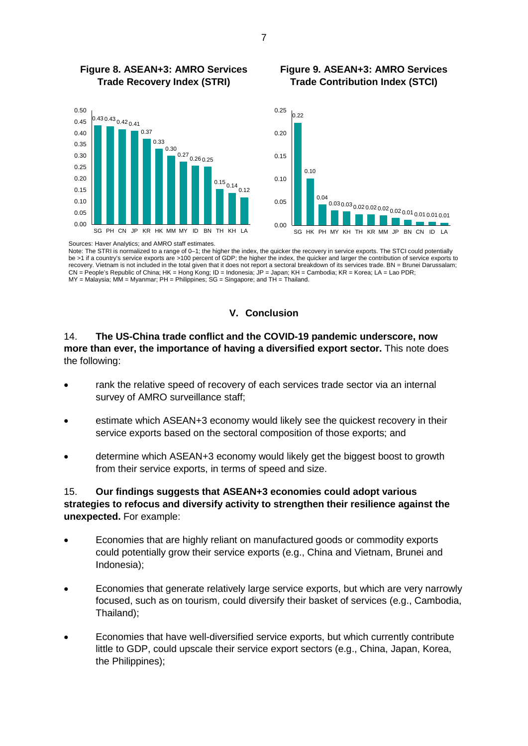**Figure 8. ASEAN+3: AMRO Services Trade Recovery Index (STRI)**

| SG | PH | CN | JP | KR | HK | MM | MY | ID | BN | TH | KH | LA |
|---|---|---|---|---|---|---|---|---|---|---|---|---|
| 0.43 | 0.43 | 0.42 | 0.41 | 0.37 | 0.33 | 0.30 | 0.27 | 0.26 | 0.25 | 0.15 | 0.14 | 0.12 |

**Figure 9. ASEAN+3: AMRO Services Trade Contribution Index (STCI)**

| SG | HK | PH | MY | KH | TH | KR | MM | JP | BN | CN | ID | LA |
|---|---|---|---|---|---|---|---|---|---|---|---|---|
| 0.22 | 0.10 | 0.04 | 0.03 | 0.03 | 0.02 | 0.02 | 0.02 | 0.02 | 0.01 | 0.01 | 0.01 | 0.01 |

Sources: Haver Analytics; and AMRO staff estimates.
Note: The STRI is normalized to a range of 0–1; the higher the index, the quicker the recovery in service exports. The STCI could potentially be >1 if a country's service exports are >100 percent of GDP; the higher the index, the quicker and larger the contribution of service exports to recovery. Vietnam is not included in the total given that it does not report a sectoral breakdown of its services trade. BN = Brunei Darussalam; CN = People's Republic of China; HK = Hong Kong; ID = Indonesia; JP = Japan; KH = Cambodia; KR = Korea; LA = Lao PDR; MY = Malaysia; MM = Myanmar; PH = Philippines; SG = Singapore; and TH = Thailand.

## V. Conclusion

14. **The US-China trade conflict and the COVID-19 pandemic underscore, now more than ever, the importance of having a diversified export sector.** This note does the following:

- rank the relative speed of recovery of each services trade sector via an internal survey of AMRO surveillance staff;
- estimate which ASEAN+3 economy would likely see the quickest recovery in their service exports based on the sectoral composition of those exports; and
- determine which ASEAN+3 economy would likely get the biggest boost to growth from their service exports, in terms of speed and size.

15. **Our findings suggests that ASEAN+3 economies could adopt various strategies to refocus and diversify activity to strengthen their resilience against the unexpected.** For example:

- Economies that are highly reliant on manufactured goods or commodity exports could potentially grow their service exports (e.g., China and Vietnam, Brunei and Indonesia);
- Economies that generate relatively large service exports, but which are very narrowly focused, such as on tourism, could diversify their basket of services (e.g., Cambodia, Thailand);
- Economies that have well-diversified service exports, but which currently contribute little to GDP, could upscale their service export sectors (e.g., China, Japan, Korea, the Philippines);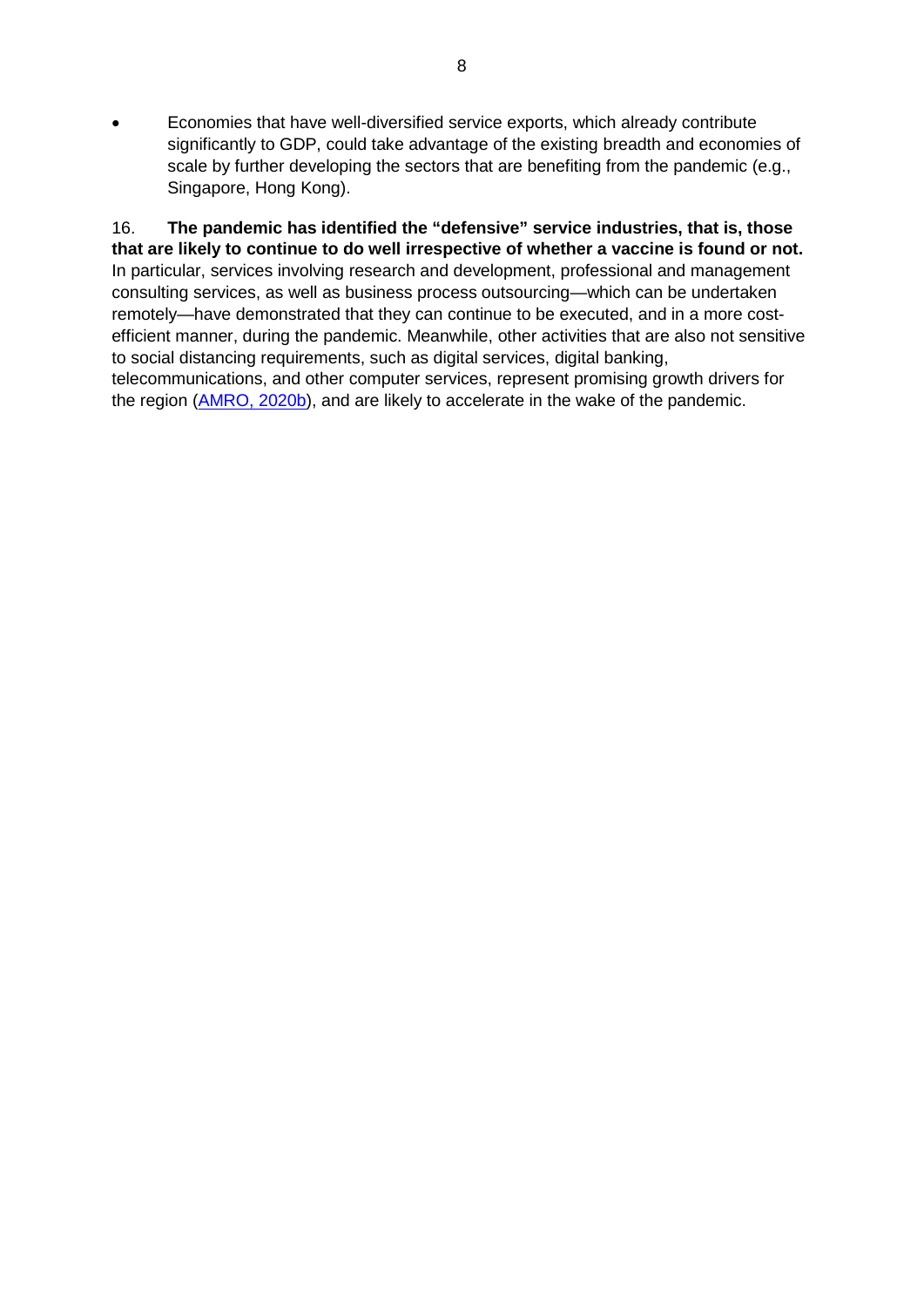- Economies that have well-diversified service exports, which already contribute significantly to GDP, could take advantage of the existing breadth and economies of scale by further developing the sectors that are benefiting from the pandemic (e.g., Singapore, Hong Kong).

16. **The pandemic has identified the "defensive" service industries, that is, those that are likely to continue to do well irrespective of whether a vaccine is found or not.** In particular, services involving research and development, professional and management consulting services, as well as business process outsourcing—which can be undertaken remotely—have demonstrated that they can continue to be executed, and in a more cost-efficient manner, during the pandemic. Meanwhile, other activities that are also not sensitive to social distancing requirements, such as digital services, digital banking, telecommunications, and other computer services, represent promising growth drivers for the region (AMRO, 2020b), and are likely to accelerate in the wake of the pandemic.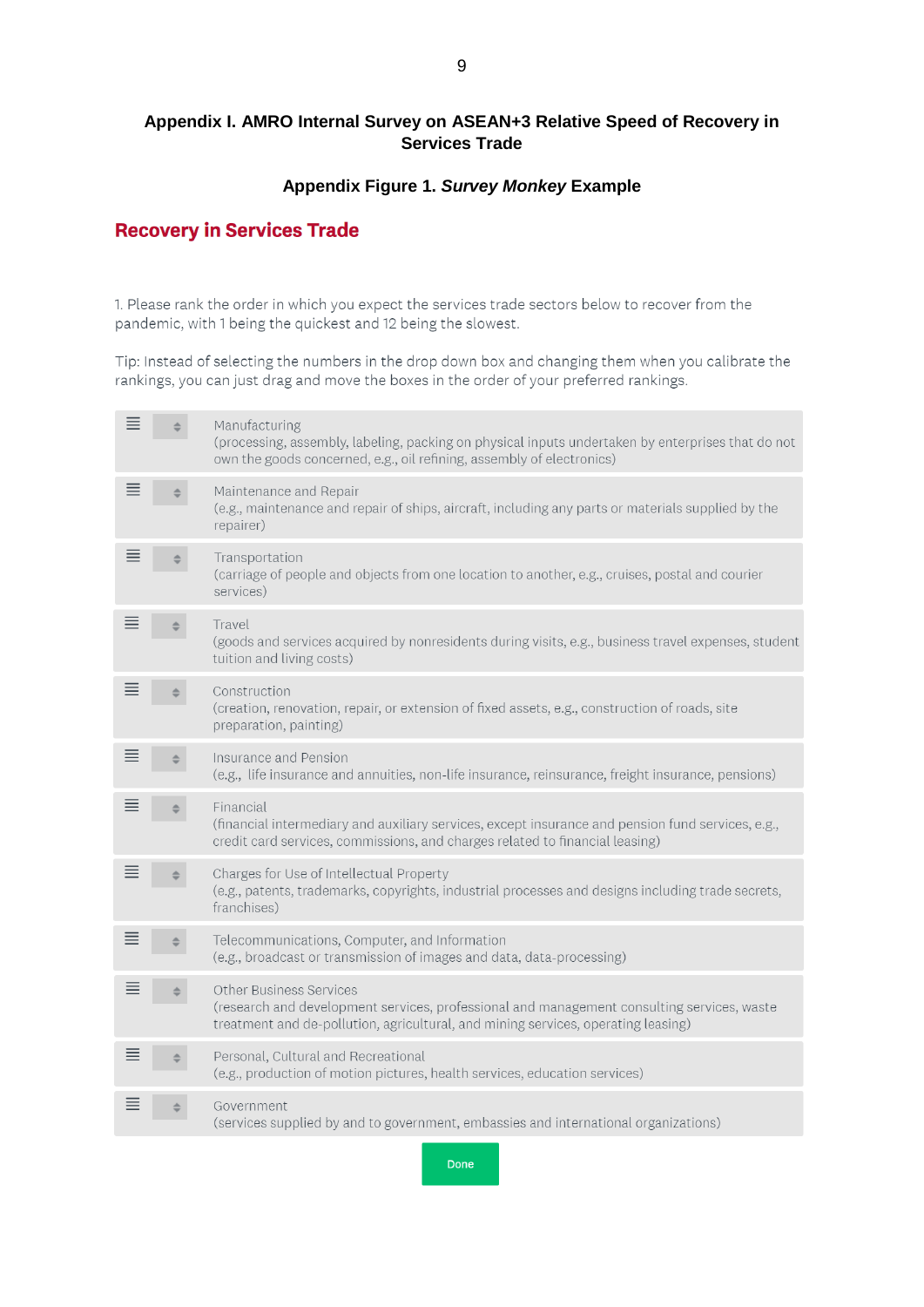## Appendix I. AMRO Internal Survey on ASEAN+3 Relative Speed of Recovery in Services Trade

### Appendix Figure 1. *Survey Monkey* Example

**Recovery in Services Trade**

1. Please rank the order in which you expect the services trade sectors below to recover from the pandemic, with 1 being the quickest and 12 being the slowest.

Tip: Instead of selecting the numbers in the drop down box and changing them when you calibrate the rankings, you can just drag and move the boxes in the order of your preferred rankings.

- Manufacturing
  (processing, assembly, labeling, packing on physical inputs undertaken by enterprises that do not own the goods concerned, e.g., oil refining, assembly of electronics)
- Maintenance and Repair
  (e.g., maintenance and repair of ships, aircraft, including any parts or materials supplied by the repairer)
- Transportation
  (carriage of people and objects from one location to another, e.g., cruises, postal and courier services)
- Travel
  (goods and services acquired by nonresidents during visits, e.g., business travel expenses, student tuition and living costs)
- Construction
  (creation, renovation, repair, or extension of fixed assets, e.g., construction of roads, site preparation, painting)
- Insurance and Pension
  (e.g., life insurance and annuities, non-life insurance, reinsurance, freight insurance, pensions)
- Financial
  (financial intermediary and auxiliary services, except insurance and pension fund services, e.g., credit card services, commissions, and charges related to financial leasing)
- Charges for Use of Intellectual Property
  (e.g., patents, trademarks, copyrights, industrial processes and designs including trade secrets, franchises)
- Telecommunications, Computer, and Information
  (e.g., broadcast or transmission of images and data, data-processing)
- Other Business Services
  (research and development services, professional and management consulting services, waste treatment and de-pollution, agricultural, and mining services, operating leasing)
- Personal, Cultural and Recreational
  (e.g., production of motion pictures, health services, education services)
- Government
  (services supplied by and to government, embassies and international organizations)

Done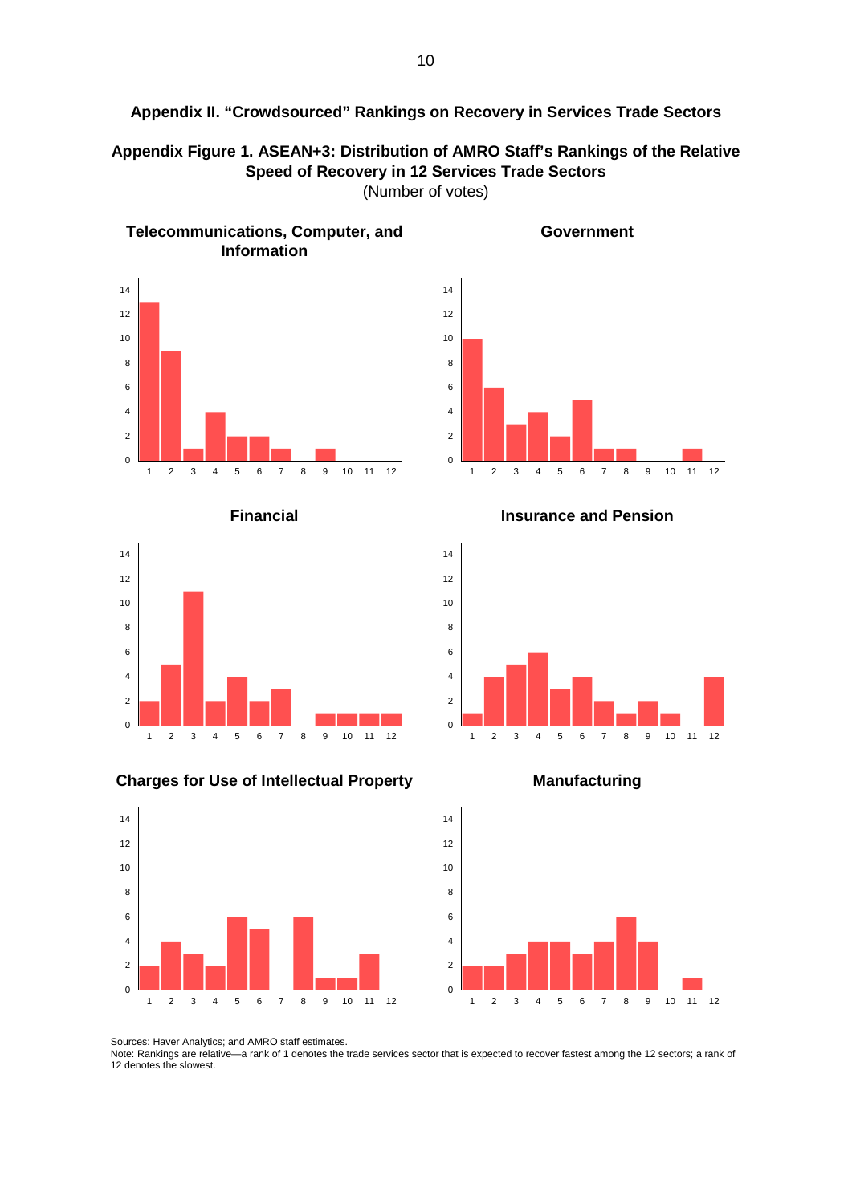## Appendix II. "Crowdsourced" Rankings on Recovery in Services Trade Sectors

**Appendix Figure 1. ASEAN+3: Distribution of AMRO Staff's Rankings of the Relative Speed of Recovery in 12 Services Trade Sectors**

(Number of votes)

**Telecommunications, Computer, and Information**

**Government**

**Financial**

**Insurance and Pension**

**Charges for Use of Intellectual Property**

**Manufacturing**

Sources: Haver Analytics; and AMRO staff estimates.
Note: Rankings are relative—a rank of 1 denotes the trade services sector that is expected to recover fastest among the 12 sectors; a rank of 12 denotes the slowest.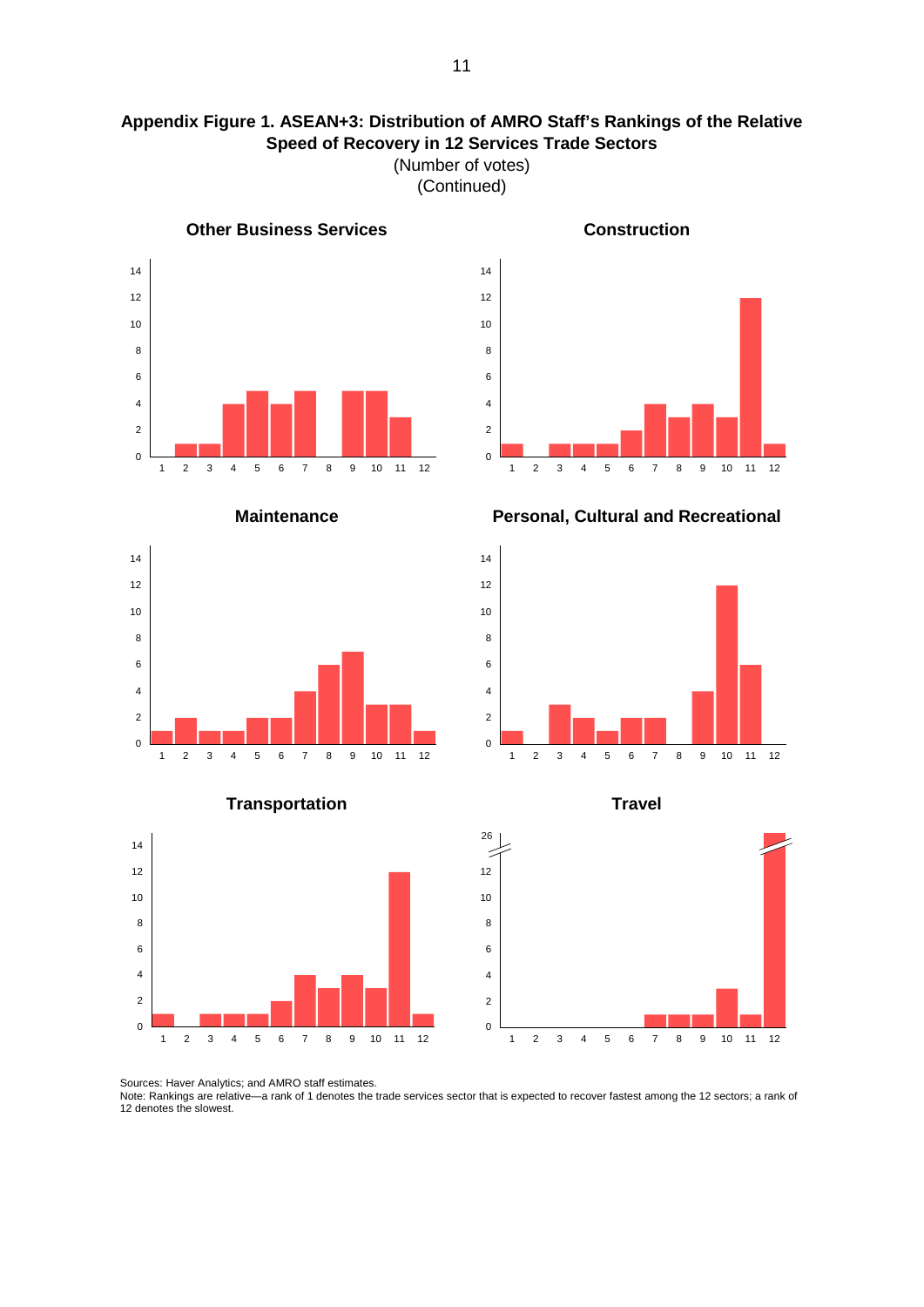**Appendix Figure 1. ASEAN+3: Distribution of AMRO Staff's Rankings of the Relative Speed of Recovery in 12 Services Trade Sectors**

(Number of votes)

(Continued)

**Other Business Services**

**Construction**

**Maintenance**

**Personal, Cultural and Recreational**

**Transportation**

**Travel**

Sources: Haver Analytics; and AMRO staff estimates.

Note: Rankings are relative—a rank of 1 denotes the trade services sector that is expected to recover fastest among the 12 sectors; a rank of 12 denotes the slowest.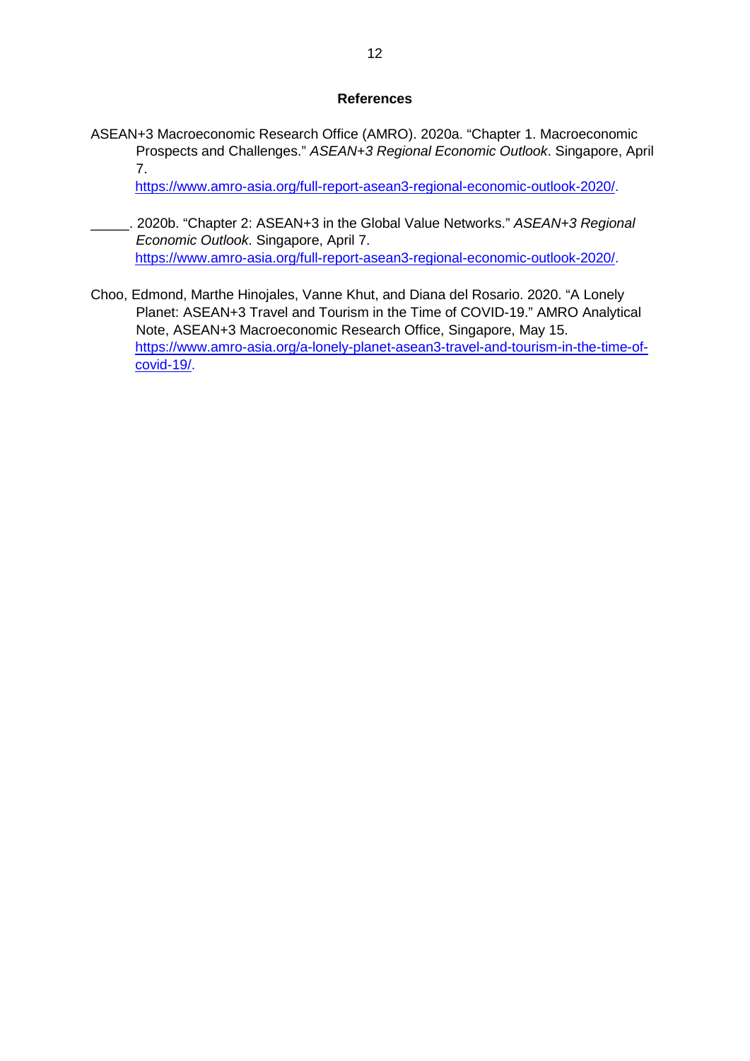## References

ASEAN+3 Macroeconomic Research Office (AMRO). 2020a. "Chapter 1. Macroeconomic Prospects and Challenges." *ASEAN+3 Regional Economic Outlook*. Singapore, April 7. https://www.amro-asia.org/full-report-asean3-regional-economic-outlook-2020/.

_____. 2020b. "Chapter 2: ASEAN+3 in the Global Value Networks." *ASEAN+3 Regional Economic Outlook*. Singapore, April 7. https://www.amro-asia.org/full-report-asean3-regional-economic-outlook-2020/.

Choo, Edmond, Marthe Hinojales, Vanne Khut, and Diana del Rosario. 2020. "A Lonely Planet: ASEAN+3 Travel and Tourism in the Time of COVID-19." AMRO Analytical Note, ASEAN+3 Macroeconomic Research Office, Singapore, May 15. https://www.amro-asia.org/a-lonely-planet-asean3-travel-and-tourism-in-the-time-of-covid-19/.